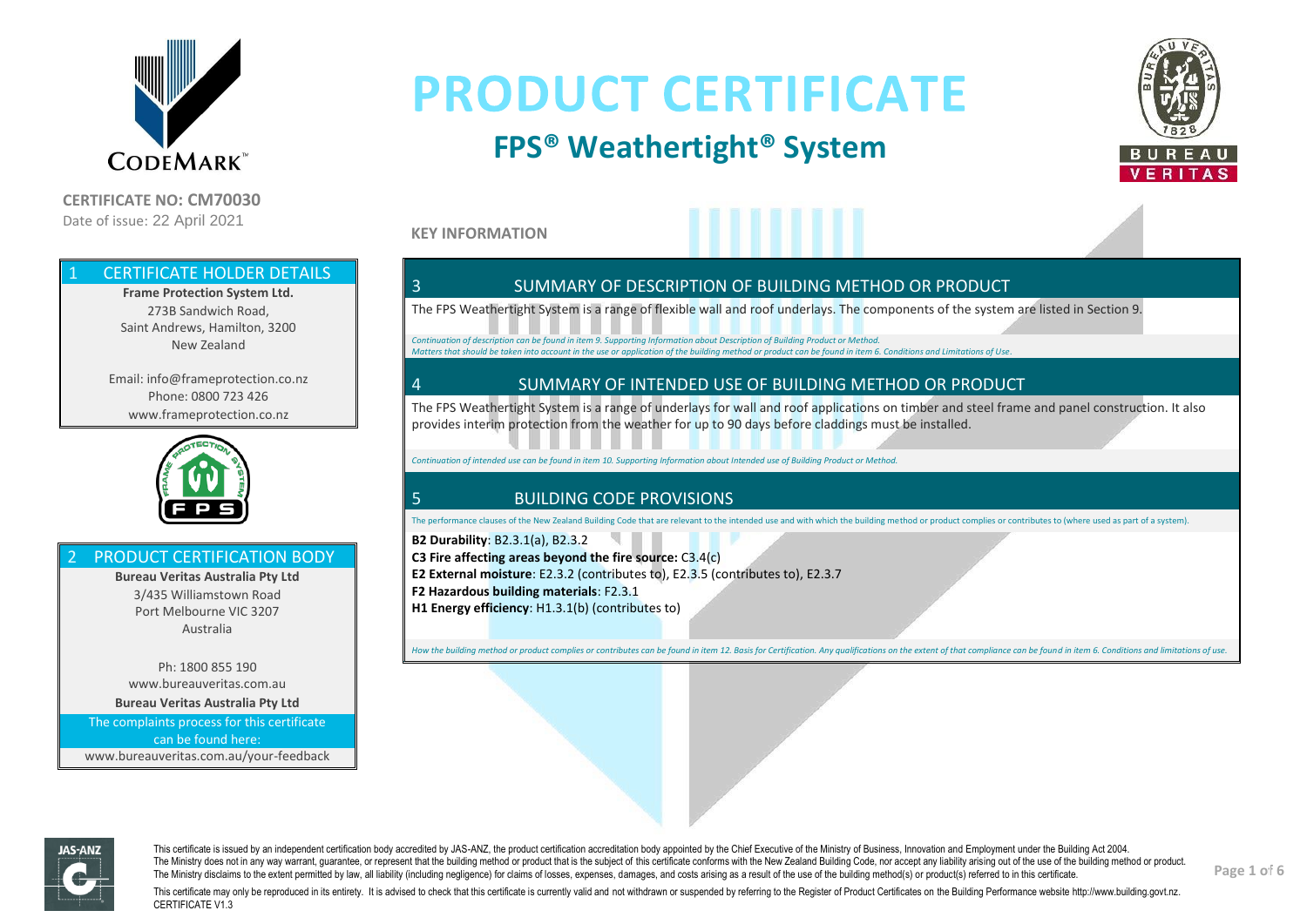# PRODUCT CERTIFICATE

## FPS® Weathertight® System

**CERTIFICATE NO: CM70030**
Date of issue: 22 April 2021

### 1 CERTIFICATE HOLDER DETAILS

**Frame Protection System Ltd.**
273B Sandwich Road,
Saint Andrews, Hamilton, 3200
New Zealand

Email: info@frameprotection.co.nz
Phone: 0800 723 426
www.frameprotection.co.nz

### 2 PRODUCT CERTIFICATION BODY

**Bureau Veritas Australia Pty Ltd**
3/435 Williamstown Road
Port Melbourne VIC 3207
Australia

Ph: 1800 855 190
www.bureauveritas.com.au

**Bureau Veritas Australia Pty Ltd**

The complaints process for this certificate can be found here:
www.bureauveritas.com.au/your-feedback

**KEY INFORMATION**

### 3 SUMMARY OF DESCRIPTION OF BUILDING METHOD OR PRODUCT

The FPS Weathertight System is a range of flexible wall and roof underlays. The components of the system are listed in Section 9.

*Continuation of description can be found in item 9. Supporting Information about Description of Building Product or Method.*
*Matters that should be taken into account in the use or application of the building method or product can be found in item 6. Conditions and Limitations of Use.*

### 4 SUMMARY OF INTENDED USE OF BUILDING METHOD OR PRODUCT

The FPS Weathertight System is a range of underlays for wall and roof applications on timber and steel frame and panel construction. It also provides interim protection from the weather for up to 90 days before claddings must be installed.

*Continuation of intended use can be found in item 10. Supporting Information about Intended use of Building Product or Method.*

### 5 BUILDING CODE PROVISIONS

The performance clauses of the New Zealand Building Code that are relevant to the intended use and with which the building method or product complies or contributes to (where used as part of a system).

**B2 Durability**: B2.3.1(a), B2.3.2
**C3 Fire affecting areas beyond the fire source:** C3.4(c)
**E2 External moisture**: E2.3.2 (contributes to), E2.3.5 (contributes to), E2.3.7
**F2 Hazardous building materials**: F2.3.1
**H1 Energy efficiency**: H1.3.1(b) (contributes to)

*How the building method or product complies or contributes can be found in item 12. Basis for Certification. Any qualifications on the extent of that compliance can be found in item 6. Conditions and limitations of use.*

This certificate is issued by an independent certification body accredited by JAS-ANZ, the product certification accreditation body appointed by the Chief Executive of the Ministry of Business, Innovation and Employment under the Building Act 2004. The Ministry does not in any way warrant, guarantee, or represent that the building method or product that is the subject of this certificate conforms with the New Zealand Building Code, nor accept any liability arising out of the use of the building method or product. The Ministry disclaims to the extent permitted by law, all liability (including negligence) for claims of losses, expenses, damages, and costs arising as a result of the use of the building method(s) or product(s) referred to in this certificate.

This certificate may only be reproduced in its entirety. It is advised to check that this certificate is currently valid and not withdrawn or suspended by referring to the Register of Product Certificates on the Building Performance website http://www.building.govt.nz.
CERTIFICATE V1.3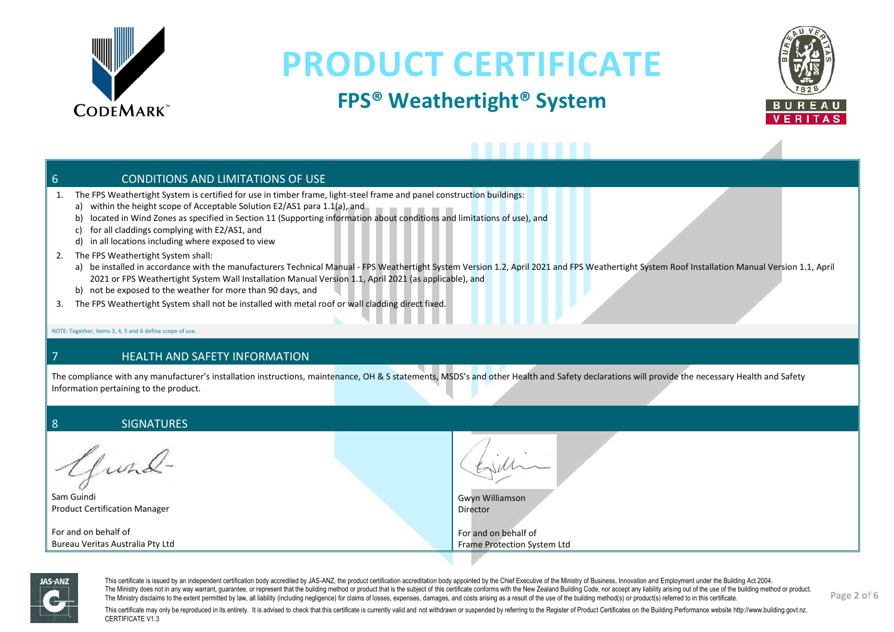# PRODUCT CERTIFICATE

## FPS® Weathertight® System

## 6 CONDITIONS AND LIMITATIONS OF USE

1. The FPS Weathertight System is certified for use in timber frame, light-steel frame and panel construction buildings:
   a) within the height scope of Acceptable Solution E2/AS1 para 1.1(a), and
   b) located in Wind Zones as specified in Section 11 (Supporting information about conditions and limitations of use), and
   c) for all claddings complying with E2/AS1, and
   d) in all locations including where exposed to view
2. The FPS Weathertight System shall:
   a) be installed in accordance with the manufacturers Technical Manual - FPS Weathertight System Version 1.2, April 2021 and FPS Weathertight System Roof Installation Manual Version 1.1, April 2021 or FPS Weathertight System Wall Installation Manual Version 1.1, April 2021 (as applicable), and
   b) not be exposed to the weather for more than 90 days, and
3. The FPS Weathertight System shall not be installed with metal roof or wall cladding direct fixed.

NOTE: Together, items 3, 4, 5 and 6 define scope of use.

## 7 HEALTH AND SAFETY INFORMATION

The compliance with any manufacturer's installation instructions, maintenance, OH & S statements, MSDS's and other Health and Safety declarations will provide the necessary Health and Safety Information pertaining to the product.

## 8 SIGNATURES

| | |
|---|---|
| Sam Guindi<br>Product Certification Manager<br><br>For and on behalf of<br>Bureau Veritas Australia Pty Ltd | Gwyn Williamson<br>Director<br><br>For and on behalf of<br>Frame Protection System Ltd |

This certificate is issued by an independent certification body accredited by JAS-ANZ, the product certification accreditation body appointed by the Chief Executive of the Ministry of Business, Innovation and Employment under the Building Act 2004. The Ministry does not in any way warrant, guarantee, or represent that the building method or product that is the subject of this certificate conforms with the New Zealand Building Code, nor accept any liability arising out of the use of the building method or product. The Ministry disclaims to the extent permitted by law, all liability (including negligence) for claims of losses, expenses, damages, and costs arising as a result of the use of the building method(s) or product(s) referred to in this certificate.

This certificate may only be reproduced in its entirety. It is advised to check that this certificate is currently valid and not withdrawn or suspended by referring to the Register of Product Certificates on the Building Performance website http://www.building.govt.nz.
CERTIFICATE V1.3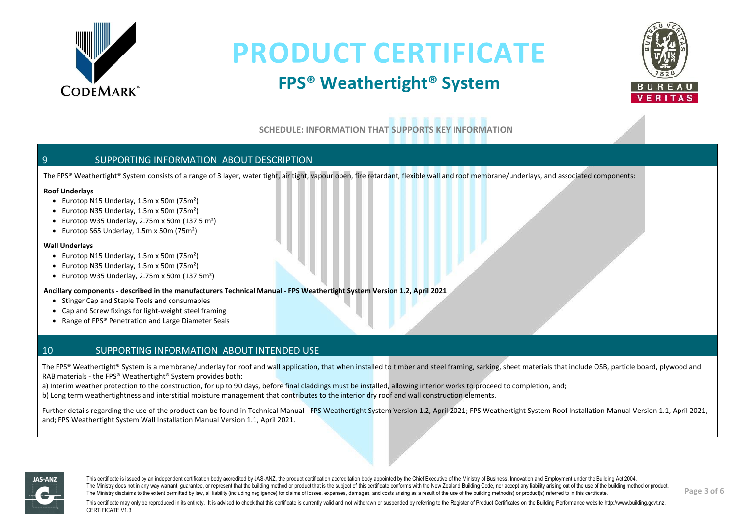# PRODUCT CERTIFICATE

## FPS® Weathertight® System

SCHEDULE: INFORMATION THAT SUPPORTS KEY INFORMATION

## 9 SUPPORTING INFORMATION ABOUT DESCRIPTION

The FPS® Weathertight® System consists of a range of 3 layer, water tight, air tight, vapour open, fire retardant, flexible wall and roof membrane/underlays, and associated components:

**Roof Underlays**

- Eurotop N15 Underlay, 1.5m x 50m (75m²)
- Eurotop N35 Underlay, 1.5m x 50m (75m²)
- Eurotop W35 Underlay, 2.75m x 50m (137.5 m²)
- Eurotop S65 Underlay, 1.5m x 50m (75m²)

**Wall Underlays**

- Eurotop N15 Underlay, 1.5m x 50m (75m²)
- Eurotop N35 Underlay, 1.5m x 50m (75m²)
- Eurotop W35 Underlay, 2.75m x 50m (137.5m²)

**Ancillary components - described in the manufacturers Technical Manual - FPS Weathertight System Version 1.2, April 2021**

- Stinger Cap and Staple Tools and consumables
- Cap and Screw fixings for light-weight steel framing
- Range of FPS® Penetration and Large Diameter Seals

## 10 SUPPORTING INFORMATION ABOUT INTENDED USE

The FPS® Weathertight® System is a membrane/underlay for roof and wall application, that when installed to timber and steel framing, sarking, sheet materials that include OSB, particle board, plywood and RAB materials - the FPS® Weathertight® System provides both:

a) Interim weather protection to the construction, for up to 90 days, before final claddings must be installed, allowing interior works to proceed to completion, and;

b) Long term weathertightness and interstitial moisture management that contributes to the interior dry roof and wall construction elements.

Further details regarding the use of the product can be found in Technical Manual - FPS Weathertight System Version 1.2, April 2021; FPS Weathertight System Roof Installation Manual Version 1.1, April 2021, and; FPS Weathertight System Wall Installation Manual Version 1.1, April 2021.

This certificate is issued by an independent certification body accredited by JAS-ANZ, the product certification accreditation body appointed by the Chief Executive of the Ministry of Business, Innovation and Employment under the Building Act 2004. The Ministry does not in any way warrant, guarantee, or represent that the building method or product that is the subject of this certificate conforms with the New Zealand Building Code, nor accept any liability arising out of the use of the building method or product. The Ministry disclaims to the extent permitted by law, all liability (including negligence) for claims of losses, expenses, damages, and costs arising as a result of the use of the building method(s) or product(s) referred to in this certificate.

This certificate may only be reproduced in its entirety. It is advised to check that this certificate is currently valid and not withdrawn or suspended by referring to the Register of Product Certificates on the Building Performance website http://www.building.govt.nz.

CERTIFICATE V1.3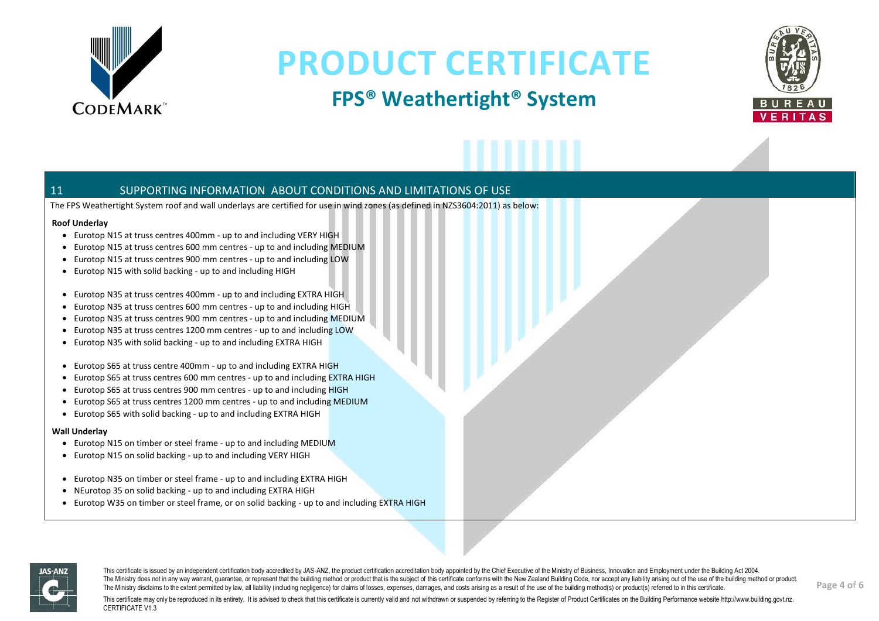# PRODUCT CERTIFICATE

## FPS® Weathertight® System

### 11 SUPPORTING INFORMATION ABOUT CONDITIONS AND LIMITATIONS OF USE

The FPS Weathertight System roof and wall underlays are certified for use in wind zones (as defined in NZS3604:2011) as below:

**Roof Underlay**

- Eurotop N15 at truss centres 400mm - up to and including VERY HIGH
- Eurotop N15 at truss centres 600 mm centres - up to and including MEDIUM
- Eurotop N15 at truss centres 900 mm centres - up to and including LOW
- Eurotop N15 with solid backing - up to and including HIGH

- Eurotop N35 at truss centres 400mm - up to and including EXTRA HIGH
- Eurotop N35 at truss centres 600 mm centres - up to and including HIGH
- Eurotop N35 at truss centres 900 mm centres - up to and including MEDIUM
- Eurotop N35 at truss centres 1200 mm centres - up to and including LOW
- Eurotop N35 with solid backing - up to and including EXTRA HIGH

- Eurotop S65 at truss centre 400mm - up to and including EXTRA HIGH
- Eurotop S65 at truss centres 600 mm centres - up to and including EXTRA HIGH
- Eurotop S65 at truss centres 900 mm centres - up to and including HIGH
- Eurotop S65 at truss centres 1200 mm centres - up to and including MEDIUM
- Eurotop S65 with solid backing - up to and including EXTRA HIGH

**Wall Underlay**

- Eurotop N15 on timber or steel frame - up to and including MEDIUM
- Eurotop N15 on solid backing - up to and including VERY HIGH

- Eurotop N35 on timber or steel frame - up to and including EXTRA HIGH
- NEurotop 35 on solid backing - up to and including EXTRA HIGH
- Eurotop W35 on timber or steel frame, or on solid backing - up to and including EXTRA HIGH

This certificate is issued by an independent certification body accredited by JAS-ANZ, the product certification accreditation body appointed by the Chief Executive of the Ministry of Business, Innovation and Employment under the Building Act 2004. The Ministry does not in any way warrant, guarantee, or represent that the building method or product that is the subject of this certificate conforms with the New Zealand Building Code, nor accept any liability arising out of the use of the building method or product. The Ministry disclaims to the extent permitted by law, all liability (including negligence) for claims of losses, expenses, damages, and costs arising as a result of the use of the building method(s) or product(s) referred to in this certificate.

This certificate may only be reproduced in its entirety. It is advised to check that this certificate is currently valid and not withdrawn or suspended by referring to the Register of Product Certificates on the Building Performance website http://www.building.govt.nz.
CERTIFICATE V1.3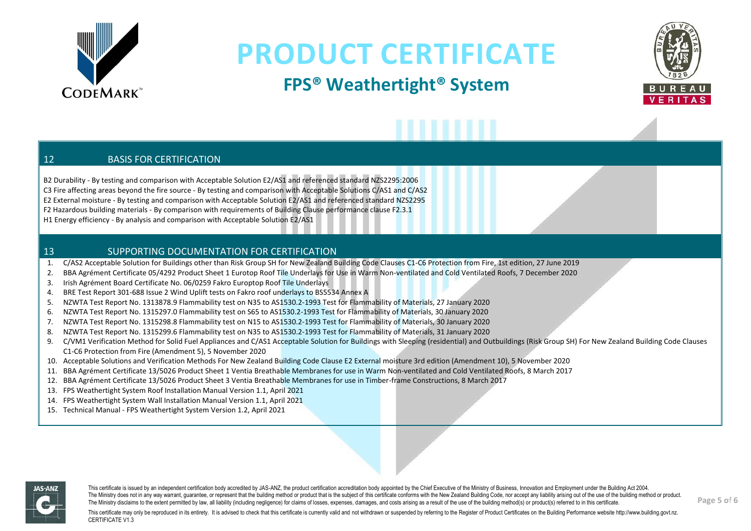# PRODUCT CERTIFICATE

## FPS® Weathertight® System

## 12 BASIS FOR CERTIFICATION

B2 Durability - By testing and comparison with Acceptable Solution E2/AS1 and referenced standard NZS2295:2006
C3 Fire affecting areas beyond the fire source - By testing and comparison with Acceptable Solutions C/AS1 and C/AS2
E2 External moisture - By testing and comparison with Acceptable Solution E2/AS1 and referenced standard NZS2295
F2 Hazardous building materials - By comparison with requirements of Building Clause performance clause F2.3.1
H1 Energy efficiency - By analysis and comparison with Acceptable Solution E2/AS1

## 13 SUPPORTING DOCUMENTATION FOR CERTIFICATION

1. C/AS2 Acceptable Solution for Buildings other than Risk Group SH for New Zealand Building Code Clauses C1-C6 Protection from Fire, 1st edition, 27 June 2019
2. BBA Agrément Certificate 05/4292 Product Sheet 1 Eurotop Roof Tile Underlays for Use in Warm Non-ventilated and Cold Ventilated Roofs, 7 December 2020
3. Irish Agrément Board Certificate No. 06/0259 Fakro Europtop Roof Tile Underlays
4. BRE Test Report 301-688 Issue 2 Wind Uplift tests on Fakro roof underlays to BS5534 Annex A
5. NZWTA Test Report No. 1313878.9 Flammability test on N35 to AS1530.2-1993 Test for Flammability of Materials, 27 January 2020
6. NZWTA Test Report No. 1315297.0 Flammability test on S65 to AS1530.2-1993 Test for Flammability of Materials, 30 January 2020
7. NZWTA Test Report No. 1315298.8 Flammability test on N15 to AS1530.2-1993 Test for Flammability of Materials, 30 January 2020
8. NZWTA Test Report No. 1315299.6 Flammability test on N35 to AS1530.2-1993 Test for Flammability of Materials, 31 January 2020
9. C/VM1 Verification Method for Solid Fuel Appliances and C/AS1 Acceptable Solution for Buildings with Sleeping (residential) and Outbuildings (Risk Group SH) For New Zealand Building Code Clauses C1-C6 Protection from Fire (Amendment 5), 5 November 2020
10. Acceptable Solutions and Verification Methods For New Zealand Building Code Clause E2 External moisture 3rd edition (Amendment 10), 5 November 2020
11. BBA Agrément Certificate 13/5026 Product Sheet 1 Ventia Breathable Membranes for use in Warm Non-ventilated and Cold Ventilated Roofs, 8 March 2017
12. BBA Agrément Certificate 13/5026 Product Sheet 3 Ventia Breathable Membranes for use in Timber-frame Constructions, 8 March 2017
13. FPS Weathertight System Roof Installation Manual Version 1.1, April 2021
14. FPS Weathertight System Wall Installation Manual Version 1.1, April 2021
15. Technical Manual - FPS Weathertight System Version 1.2, April 2021

This certificate is issued by an independent certification body accredited by JAS-ANZ, the product certification accreditation body appointed by the Chief Executive of the Ministry of Business, Innovation and Employment under the Building Act 2004. The Ministry does not in any way warrant, guarantee, or represent that the building method or product that is the subject of this certificate conforms with the New Zealand Building Code, nor accept any liability arising out of the use of the building method or product. The Ministry disclaims to the extent permitted by law, all liability (including negligence) for claims of losses, expenses, damages, and costs arising as a result of the use of the building method(s) or product(s) referred to in this certificate.

This certificate may only be reproduced in its entirety. It is advised to check that this certificate is currently valid and not withdrawn or suspended by referring to the Register of Product Certificates on the Building Performance website http://www.building.govt.nz.
CERTIFICATE V1.3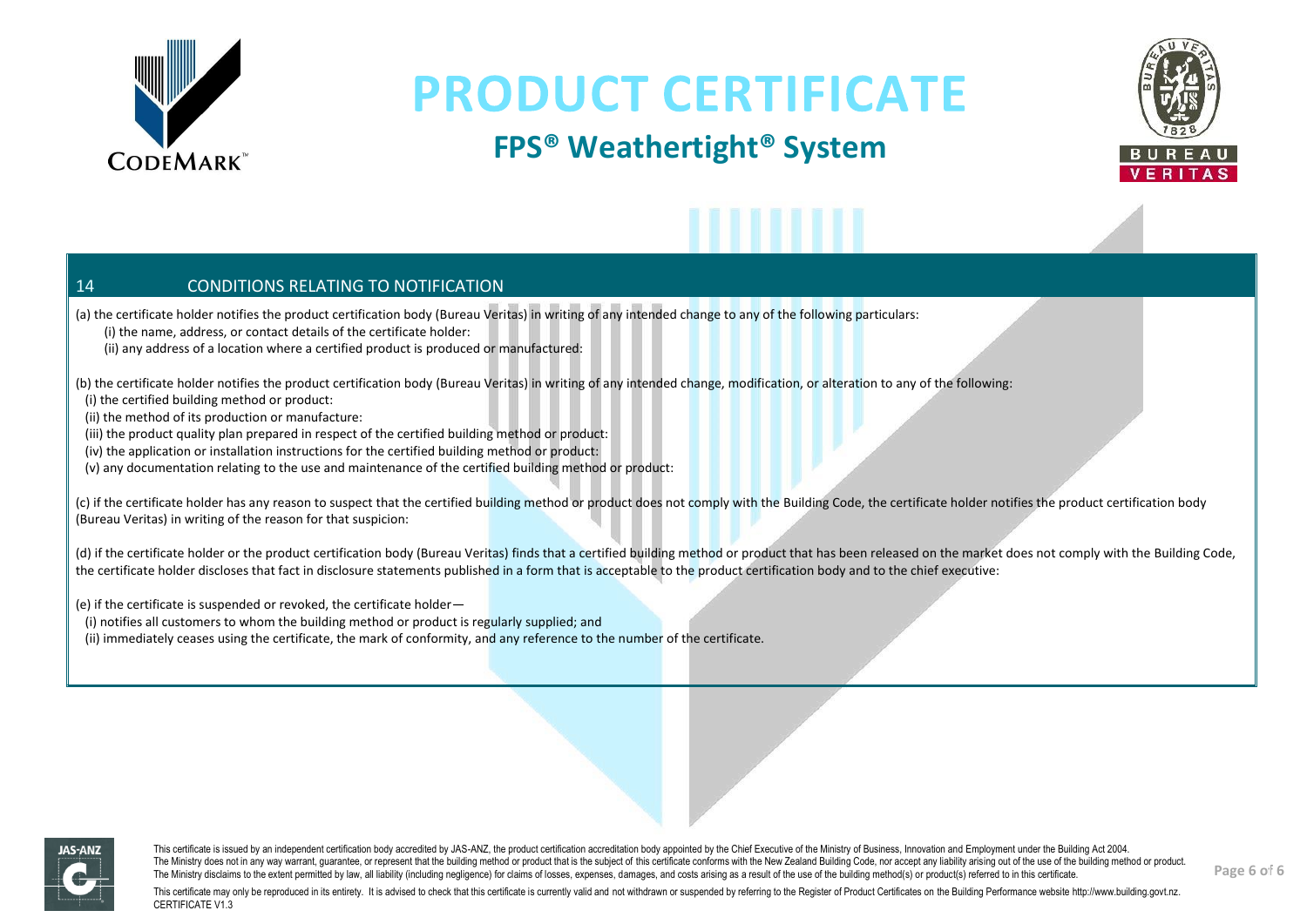# PRODUCT CERTIFICATE

## FPS® Weathertight® System

## 14 CONDITIONS RELATING TO NOTIFICATION

(a) the certificate holder notifies the product certification body (Bureau Veritas) in writing of any intended change to any of the following particulars:

(i) the name, address, or contact details of the certificate holder:

(ii) any address of a location where a certified product is produced or manufactured:

(b) the certificate holder notifies the product certification body (Bureau Veritas) in writing of any intended change, modification, or alteration to any of the following:

(i) the certified building method or product:

(ii) the method of its production or manufacture:

(iii) the product quality plan prepared in respect of the certified building method or product:

(iv) the application or installation instructions for the certified building method or product:

(v) any documentation relating to the use and maintenance of the certified building method or product:

(c) if the certificate holder has any reason to suspect that the certified building method or product does not comply with the Building Code, the certificate holder notifies the product certification body (Bureau Veritas) in writing of the reason for that suspicion:

(d) if the certificate holder or the product certification body (Bureau Veritas) finds that a certified building method or product that has been released on the market does not comply with the Building Code, the certificate holder discloses that fact in disclosure statements published in a form that is acceptable to the product certification body and to the chief executive:

(e) if the certificate is suspended or revoked, the certificate holder—

(i) notifies all customers to whom the building method or product is regularly supplied; and

(ii) immediately ceases using the certificate, the mark of conformity, and any reference to the number of the certificate.

This certificate is issued by an independent certification body accredited by JAS-ANZ, the product certification accreditation body appointed by the Chief Executive of the Ministry of Business, Innovation and Employment under the Building Act 2004. The Ministry does not in any way warrant, guarantee, or represent that the building method or product that is the subject of this certificate conforms with the New Zealand Building Code, nor accept any liability arising out of the use of the building method or product. The Ministry disclaims to the extent permitted by law, all liability (including negligence) for claims of losses, expenses, damages, and costs arising as a result of the use of the building method(s) or product(s) referred to in this certificate.

This certificate may only be reproduced in its entirety. It is advised to check that this certificate is currently valid and not withdrawn or suspended by referring to the Register of Product Certificates on the Building Performance website http://www.building.govt.nz.

CERTIFICATE V1.3